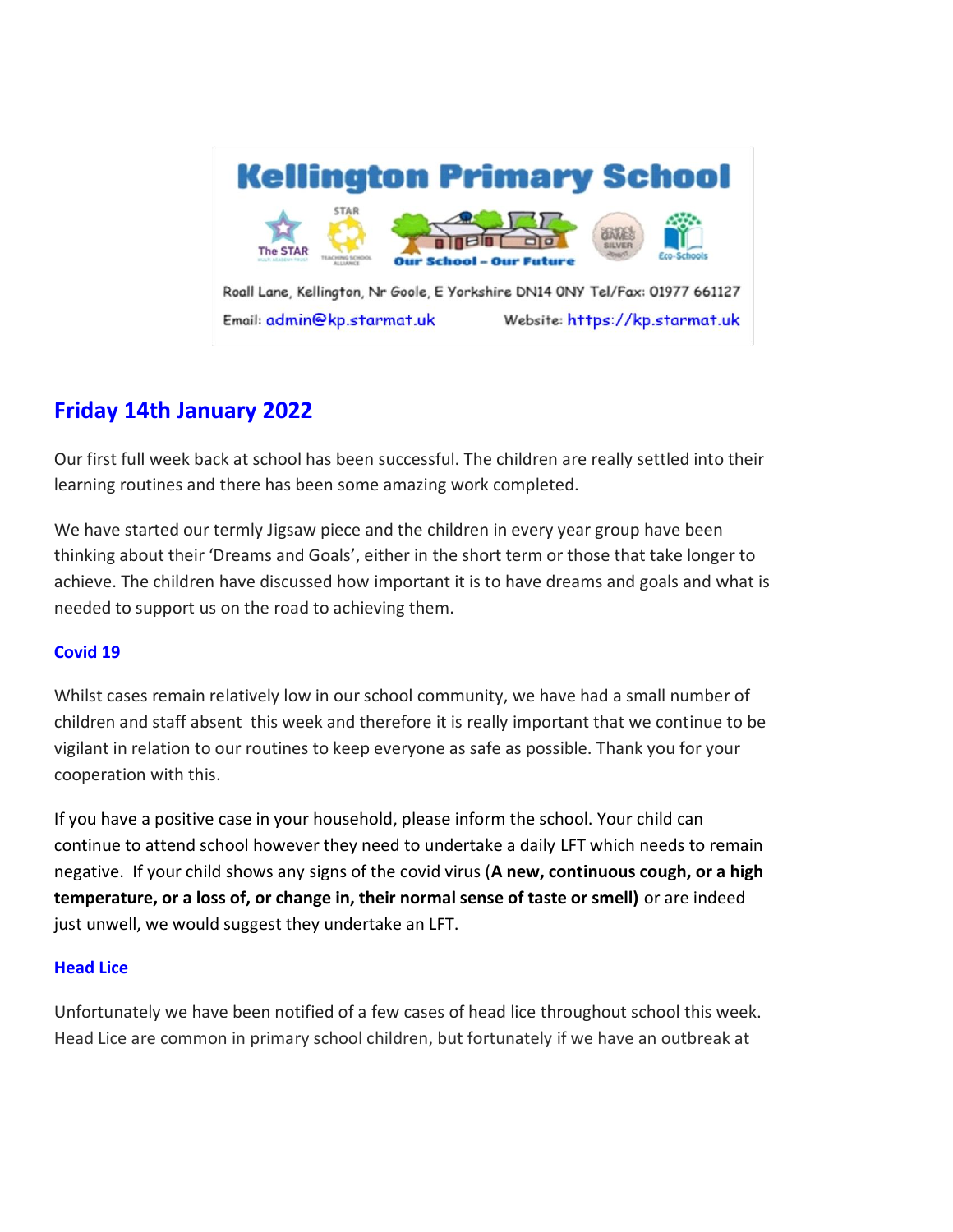# Kellington Primary School

Our School – Our Future

Roall Lane, Kellington, Nr Goole, E Yorkshire DN14 0NY Tel/Fax: 01977 661127

Email: admin@kp.starmat.uk Website: https://kp.starmat.uk

## Friday 14th January 2022

Our first full week back at school has been successful. The children are really settled into their learning routines and there has been some amazing work completed.

We have started our termly Jigsaw piece and the children in every year group have been thinking about their 'Dreams and Goals', either in the short term or those that take longer to achieve. The children have discussed how important it is to have dreams and goals and what is needed to support us on the road to achieving them.

### Covid 19

Whilst cases remain relatively low in our school community, we have had a small number of children and staff absent this week and therefore it is really important that we continue to be vigilant in relation to our routines to keep everyone as safe as possible. Thank you for your cooperation with this.

If you have a positive case in your household, please inform the school. Your child can continue to attend school however they need to undertake a daily LFT which needs to remain negative. If your child shows any signs of the covid virus (**A new, continuous cough, or a high temperature, or a loss of, or change in, their normal sense of taste or smell)** or are indeed just unwell, we would suggest they undertake an LFT.

### Head Lice

Unfortunately we have been notified of a few cases of head lice throughout school this week. Head Lice are common in primary school children, but fortunately if we have an outbreak at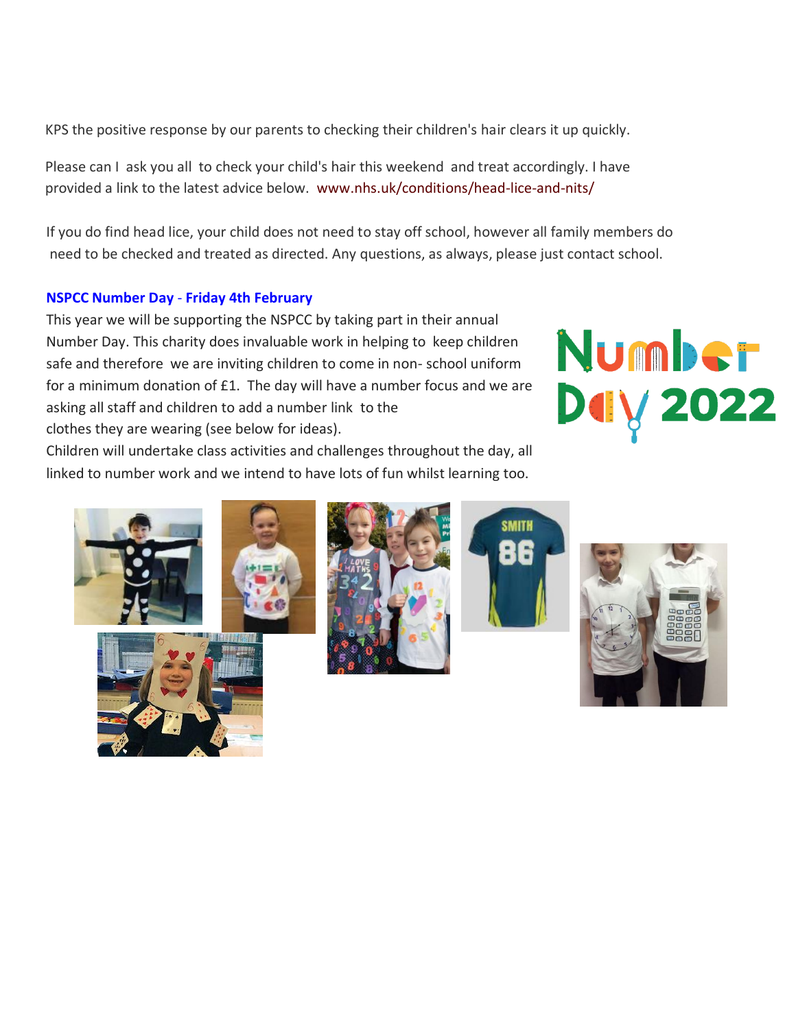KPS the positive response by our parents to checking their children's hair clears it up quickly.

Please can I ask you all to check your child's hair this weekend and treat accordingly. I have provided a link to the latest advice below. www.nhs.uk/conditions/head-lice-and-nits/

If you do find head lice, your child does not need to stay off school, however all family members do need to be checked and treated as directed. Any questions, as always, please just contact school.

**NSPCC Number Day - Friday 4th February**

This year we will be supporting the NSPCC by taking part in their annual Number Day. This charity does invaluable work in helping to keep children safe and therefore we are inviting children to come in non- school uniform for a minimum donation of £1. The day will have a number focus and we are asking all staff and children to add a number link to the clothes they are wearing (see below for ideas).

Children will undertake class activities and challenges throughout the day, all linked to number work and we intend to have lots of fun whilst learning too.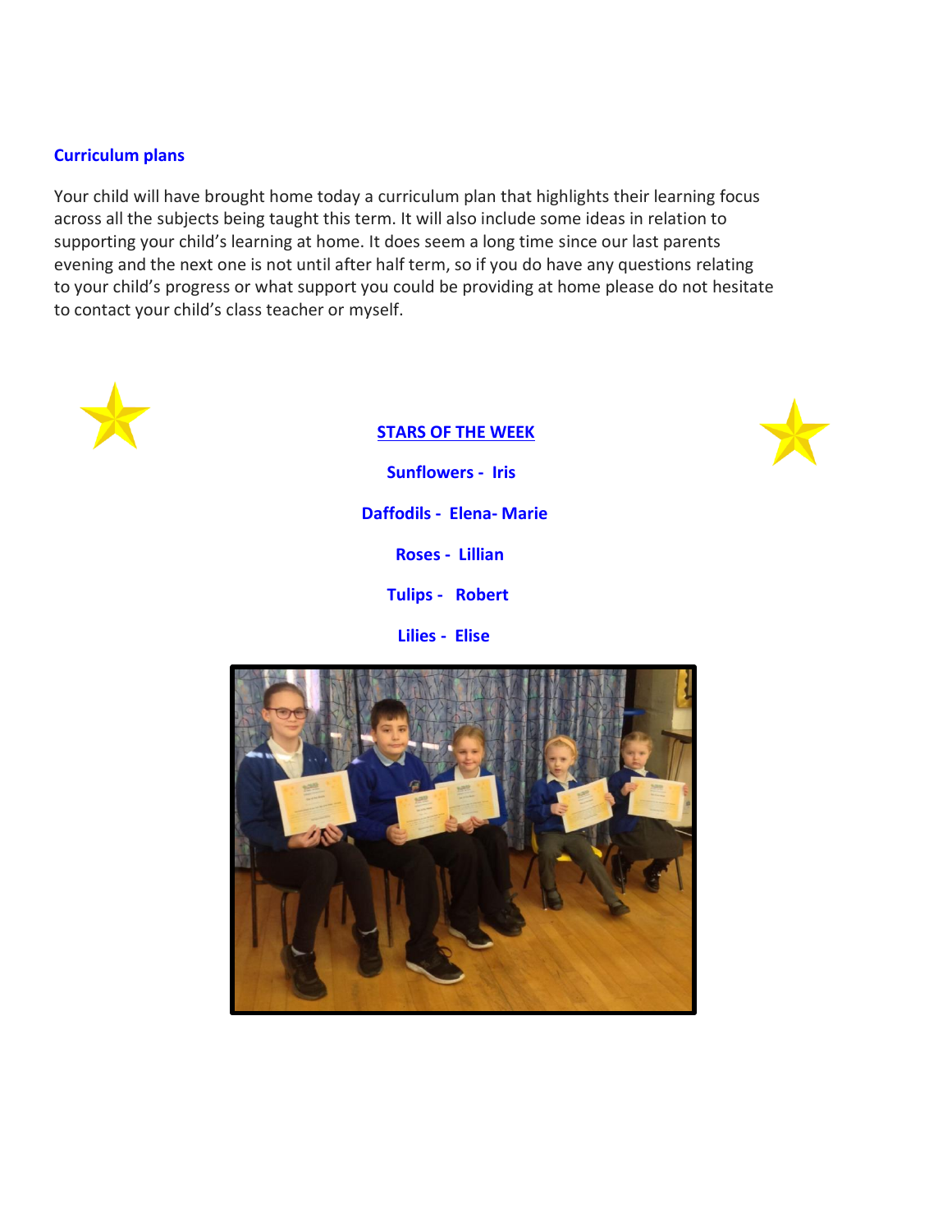## Curriculum plans

Your child will have brought home today a curriculum plan that highlights their learning focus across all the subjects being taught this term. It will also include some ideas in relation to supporting your child's learning at home. It does seem a long time since our last parents evening and the next one is not until after half term, so if you do have any questions relating to your child's progress or what support you could be providing at home please do not hesitate to contact your child's class teacher or myself.

## STARS OF THE WEEK

**Sunflowers - Iris**

**Daffodils - Elena- Marie**

**Roses - Lillian**

**Tulips - Robert**

**Lilies - Elise**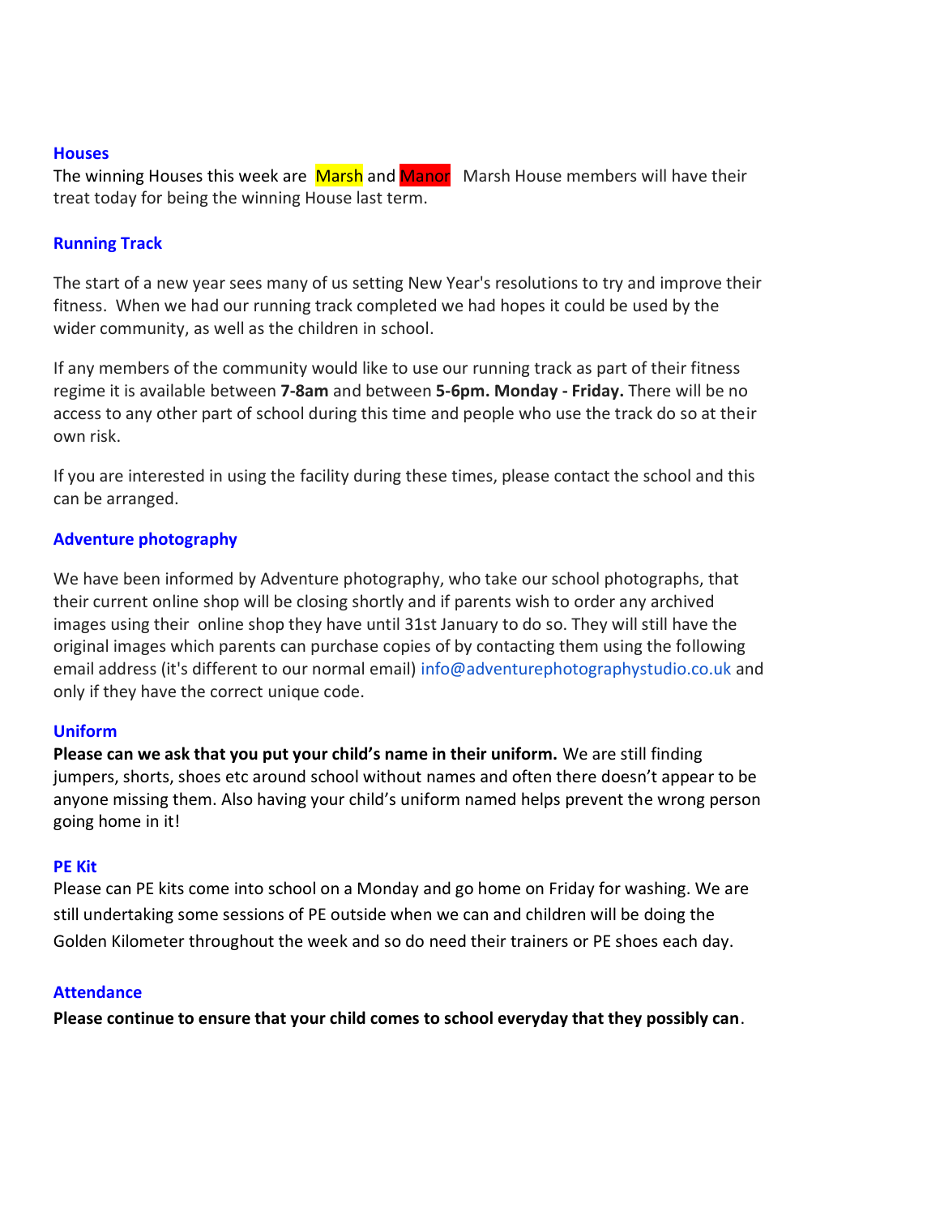## Houses

The winning Houses this week are Marsh and Manor  Marsh House members will have their treat today for being the winning House last term.

## Running Track

The start of a new year sees many of us setting New Year's resolutions to try and improve their fitness. When we had our running track completed we had hopes it could be used by the wider community, as well as the children in school.

If any members of the community would like to use our running track as part of their fitness regime it is available between **7-8am** and between **5-6pm. Monday - Friday.** There will be no access to any other part of school during this time and people who use the track do so at their own risk.

If you are interested in using the facility during these times, please contact the school and this can be arranged.

## Adventure photography

We have been informed by Adventure photography, who take our school photographs, that their current online shop will be closing shortly and if parents wish to order any archived images using their online shop they have until 31st January to do so. They will still have the original images which parents can purchase copies of by contacting them using the following email address (it's different to our normal email) info@adventurephotographystudio.co.uk and only if they have the correct unique code.

## Uniform

**Please can we ask that you put your child's name in their uniform.** We are still finding jumpers, shorts, shoes etc around school without names and often there doesn't appear to be anyone missing them. Also having your child's uniform named helps prevent the wrong person going home in it!

## PE Kit

Please can PE kits come into school on a Monday and go home on Friday for washing. We are still undertaking some sessions of PE outside when we can and children will be doing the Golden Kilometer throughout the week and so do need their trainers or PE shoes each day.

## Attendance

**Please continue to ensure that your child comes to school everyday that they possibly can**.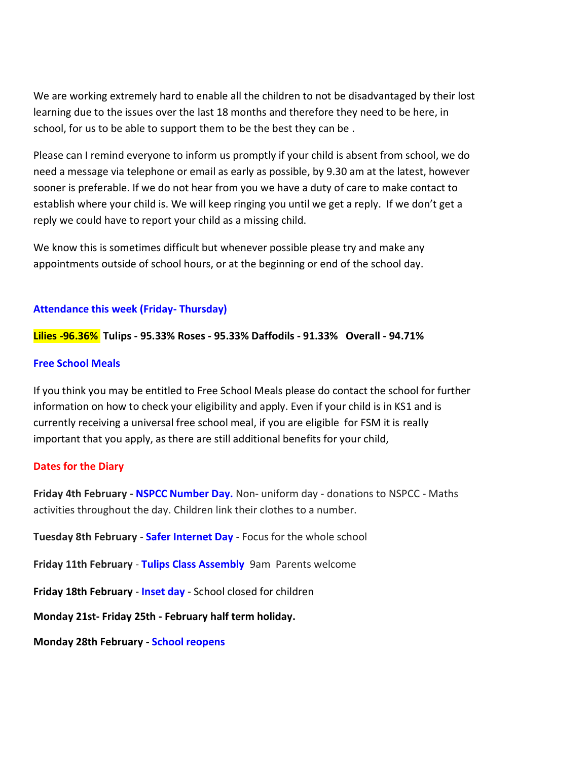We are working extremely hard to enable all the children to not be disadvantaged by their lost learning due to the issues over the last 18 months and therefore they need to be here, in school, for us to be able to support them to be the best they can be .

Please can I remind everyone to inform us promptly if your child is absent from school, we do need a message via telephone or email as early as possible, by 9.30 am at the latest, however sooner is preferable. If we do not hear from you we have a duty of care to make contact to establish where your child is. We will keep ringing you until we get a reply. If we don't get a reply we could have to report your child as a missing child.

We know this is sometimes difficult but whenever possible please try and make any appointments outside of school hours, or at the beginning or end of the school day.

### Attendance this week (Friday- Thursday)

**Lilies -96.36% Tulips - 95.33% Roses - 95.33% Daffodils - 91.33% Overall - 94.71%**

### Free School Meals

If you think you may be entitled to Free School Meals please do contact the school for further information on how to check your eligibility and apply. Even if your child is in KS1 and is currently receiving a universal free school meal, if you are eligible for FSM it is really important that you apply, as there are still additional benefits for your child,

### Dates for the Diary

**Friday 4th February - NSPCC Number Day.** Non- uniform day - donations to NSPCC - Maths activities throughout the day. Children link their clothes to a number.

**Tuesday 8th February** - **Safer Internet Day** - Focus for the whole school

**Friday 11th February** - **Tulips Class Assembly** 9am Parents welcome

**Friday 18th February** - **Inset day** - School closed for children

**Monday 21st- Friday 25th - February half term holiday.**

**Monday 28th February - School reopens**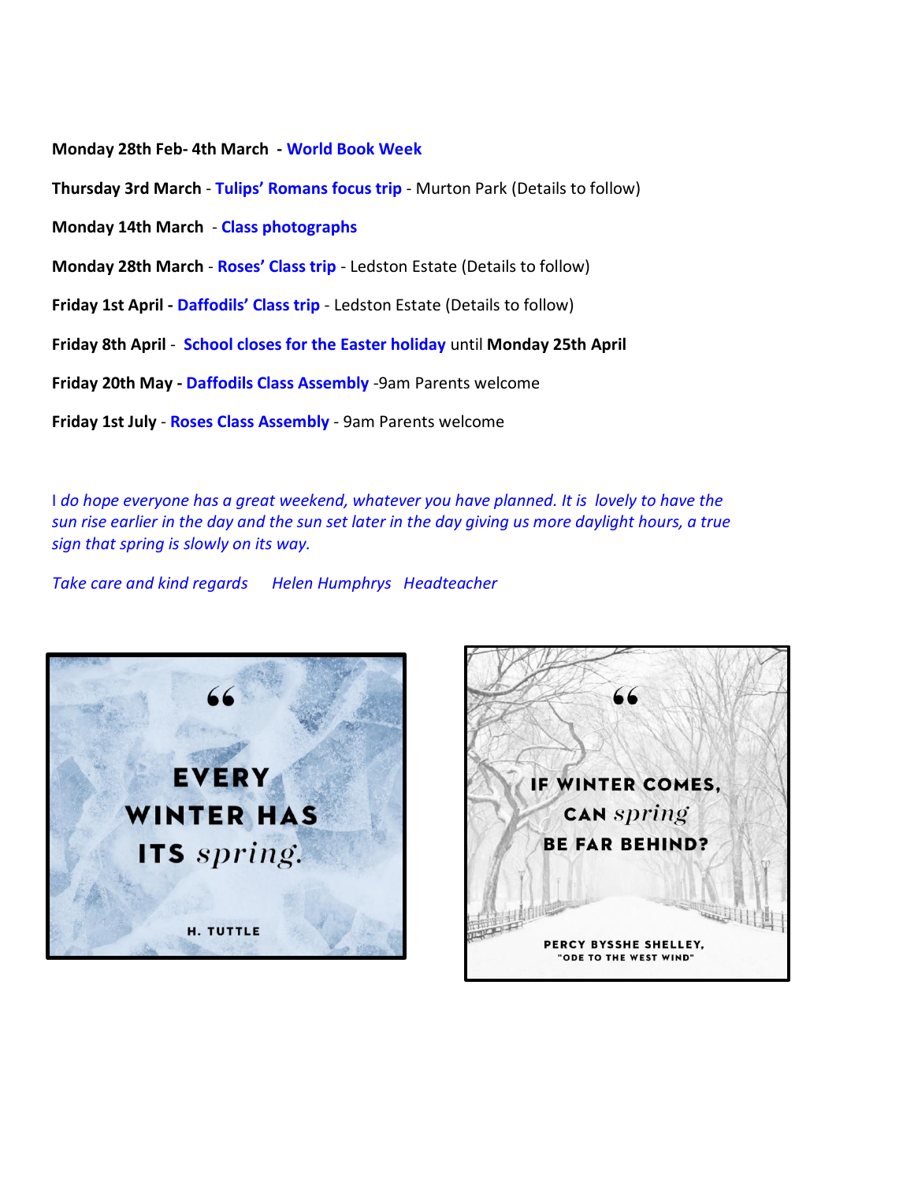**Monday 28th Feb- 4th March** - **World Book Week**

**Thursday 3rd March** - **Tulips' Romans focus trip** - Murton Park (Details to follow)

**Monday 14th March** - **Class photographs**

**Monday 28th March** - **Roses' Class trip** - Ledston Estate (Details to follow)

**Friday 1st April** - **Daffodils' Class trip** - Ledston Estate (Details to follow)

**Friday 8th April** - **School closes for the Easter holiday** until **Monday 25th April**

**Friday 20th May** - **Daffodils Class Assembly** -9am Parents welcome

**Friday 1st July** - **Roses Class Assembly** - 9am Parents welcome

*I do hope everyone has a great weekend, whatever you have planned. It is lovely to have the sun rise earlier in the day and the sun set later in the day giving us more daylight hours, a true sign that spring is slowly on its way.*

*Take care and kind regards Helen Humphrys Headteacher*

"EVERY WINTER HAS ITS *spring*."

H. TUTTLE

"IF WINTER COMES, CAN *spring* BE FAR BEHIND?"

PERCY BYSSHE SHELLEY, "ODE TO THE WEST WIND"